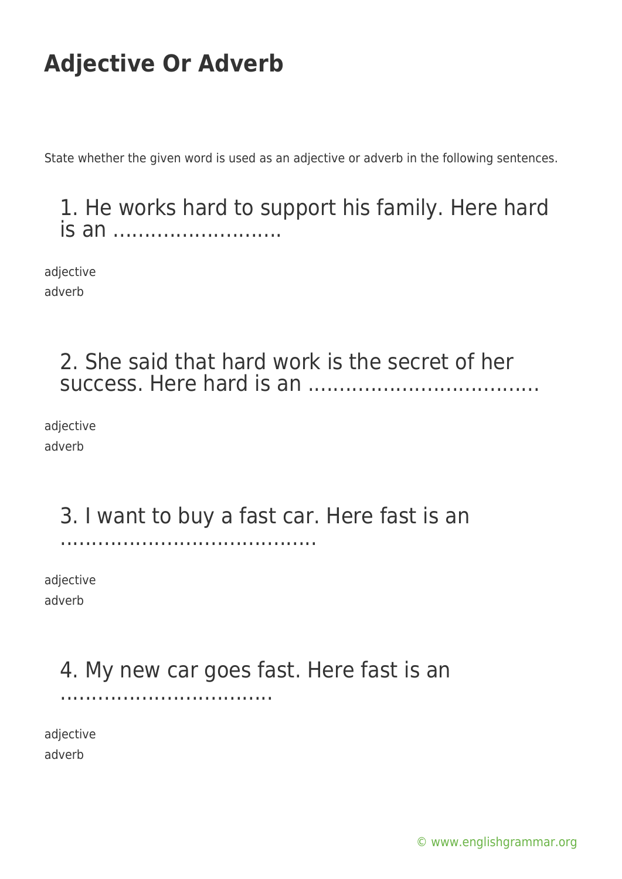# Adjective Or Adverb

State whether the given word is used as an adjective or adverb in the following sentences.

## 1. He works hard to support his family. Here hard is an ……………………..

adjective
adverb

## 2. She said that hard work is the secret of her success. Here hard is an ……………………………..

adjective
adverb

## 3. I want to buy a fast car. Here fast is an …………………………………

adjective
adverb

## 4. My new car goes fast. Here fast is an …………………………….

adjective
adverb

© www.englishgrammar.org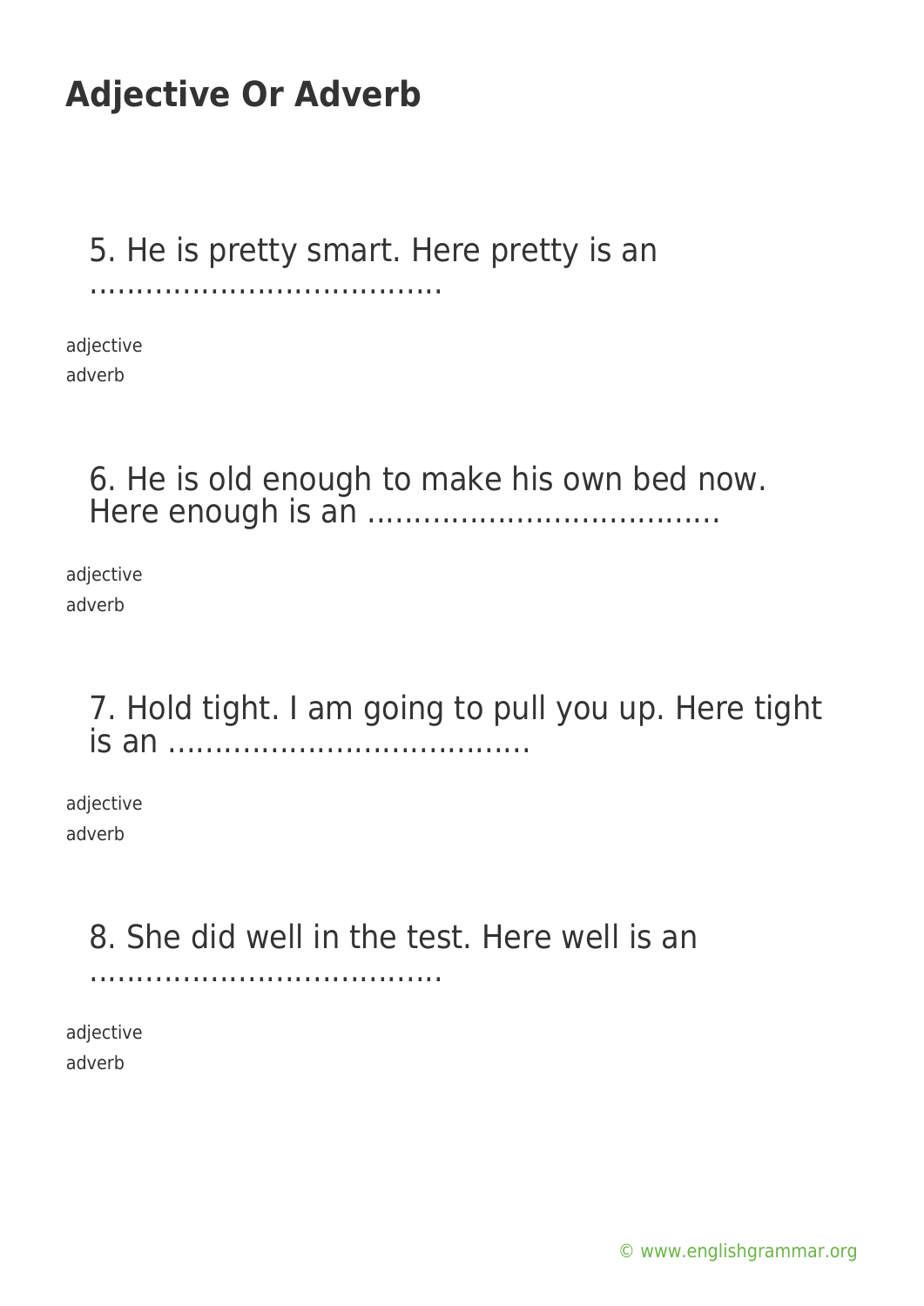# Adjective Or Adverb

5. He is pretty smart. Here pretty is an ....................................

adjective
adverb

6. He is old enough to make his own bed now. Here enough is an ....................................

adjective
adverb

7. Hold tight. I am going to pull you up. Here tight is an ....................................

adjective
adverb

8. She did well in the test. Here well is an ....................................

adjective
adverb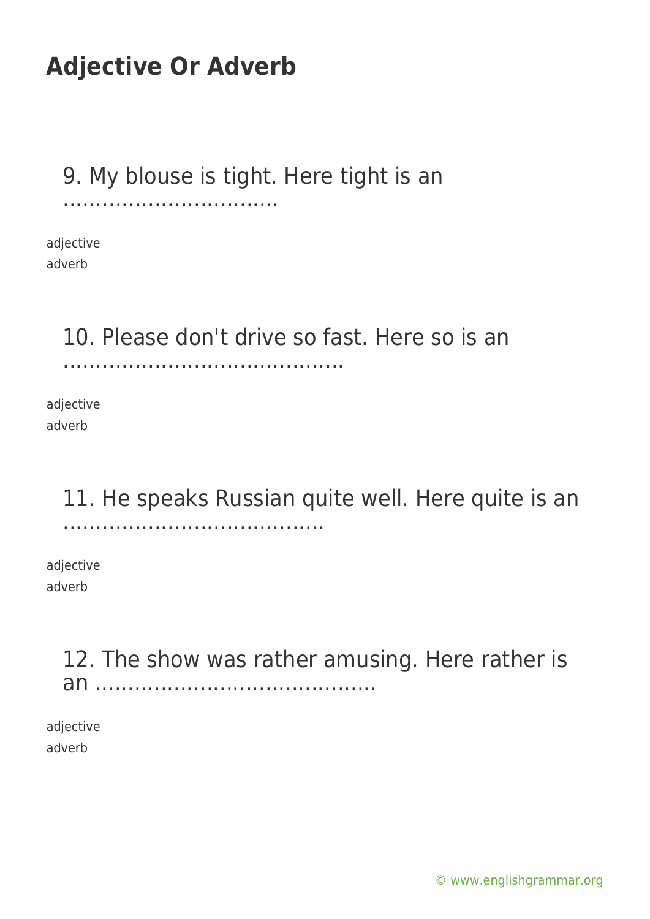# Adjective Or Adverb

9. My blouse is tight. Here tight is an ................................

adjective
adverb

10. Please don't drive so fast. Here so is an ..........................................

adjective
adverb

11. He speaks Russian quite well. Here quite is an ........................................

adjective
adverb

12. The show was rather amusing. Here rather is an ..........................................

adjective
adverb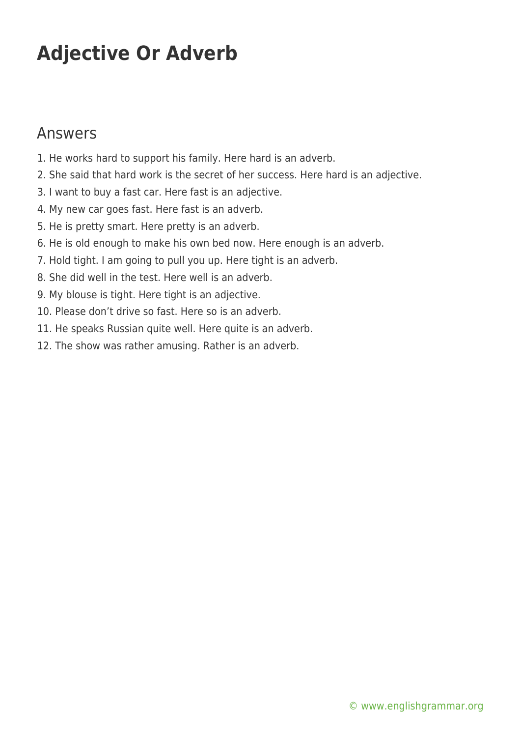# Adjective Or Adverb

## Answers

1. He works hard to support his family. Here hard is an adverb.
2. She said that hard work is the secret of her success. Here hard is an adjective.
3. I want to buy a fast car. Here fast is an adjective.
4. My new car goes fast. Here fast is an adverb.
5. He is pretty smart. Here pretty is an adverb.
6. He is old enough to make his own bed now. Here enough is an adverb.
7. Hold tight. I am going to pull you up. Here tight is an adverb.
8. She did well in the test. Here well is an adverb.
9. My blouse is tight. Here tight is an adjective.
10. Please don't drive so fast. Here so is an adverb.
11. He speaks Russian quite well. Here quite is an adverb.
12. The show was rather amusing. Rather is an adverb.

© www.englishgrammar.org